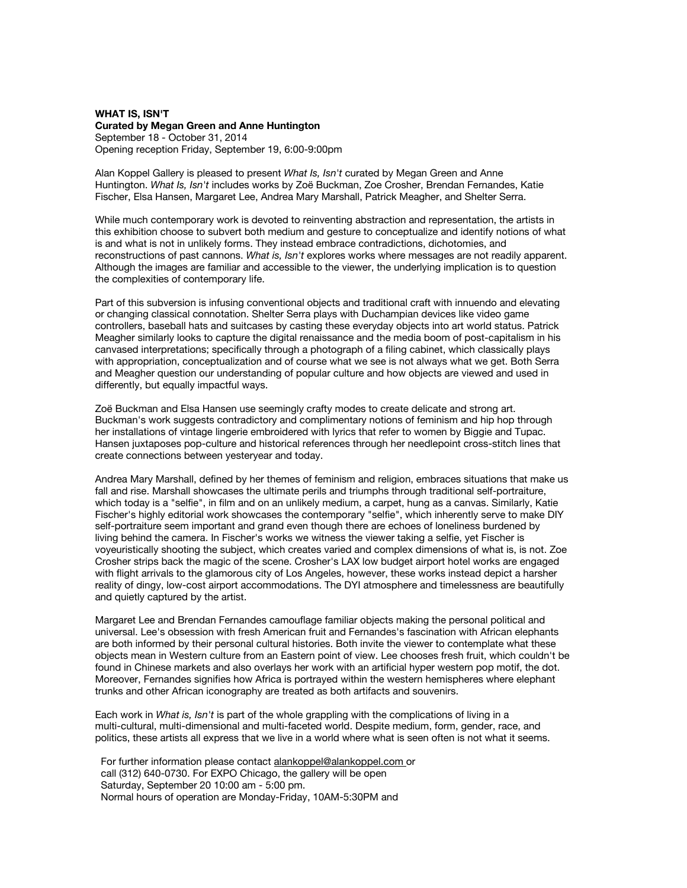**WHAT IS, ISN'T**
**Curated by Megan Green and Anne Huntington**
September 18 - October 31, 2014
Opening reception Friday, September 19, 6:00-9:00pm

Alan Koppel Gallery is pleased to present *What Is, Isn't* curated by Megan Green and Anne Huntington. *What Is, Isn't* includes works by Zoë Buckman, Zoe Crosher, Brendan Fernandes, Katie Fischer, Elsa Hansen, Margaret Lee, Andrea Mary Marshall, Patrick Meagher, and Shelter Serra.

While much contemporary work is devoted to reinventing abstraction and representation, the artists in this exhibition choose to subvert both medium and gesture to conceptualize and identify notions of what is and what is not in unlikely forms. They instead embrace contradictions, dichotomies, and reconstructions of past cannons. *What is, Isn't* explores works where messages are not readily apparent. Although the images are familiar and accessible to the viewer, the underlying implication is to question the complexities of contemporary life.

Part of this subversion is infusing conventional objects and traditional craft with innuendo and elevating or changing classical connotation. Shelter Serra plays with Duchampian devices like video game controllers, baseball hats and suitcases by casting these everyday objects into art world status. Patrick Meagher similarly looks to capture the digital renaissance and the media boom of post-capitalism in his canvased interpretations; specifically through a photograph of a filing cabinet, which classically plays with appropriation, conceptualization and of course what we see is not always what we get. Both Serra and Meagher question our understanding of popular culture and how objects are viewed and used in differently, but equally impactful ways.

Zoë Buckman and Elsa Hansen use seemingly crafty modes to create delicate and strong art. Buckman's work suggests contradictory and complimentary notions of feminism and hip hop through her installations of vintage lingerie embroidered with lyrics that refer to women by Biggie and Tupac. Hansen juxtaposes pop-culture and historical references through her needlepoint cross-stitch lines that create connections between yesteryear and today.

Andrea Mary Marshall, defined by her themes of feminism and religion, embraces situations that make us fall and rise. Marshall showcases the ultimate perils and triumphs through traditional self-portraiture, which today is a "selfie", in film and on an unlikely medium, a carpet, hung as a canvas. Similarly, Katie Fischer's highly editorial work showcases the contemporary "selfie", which inherently serve to make DIY self-portraiture seem important and grand even though there are echoes of loneliness burdened by living behind the camera. In Fischer's works we witness the viewer taking a selfie, yet Fischer is voyeuristically shooting the subject, which creates varied and complex dimensions of what is, is not. Zoe Crosher strips back the magic of the scene. Crosher's LAX low budget airport hotel works are engaged with flight arrivals to the glamorous city of Los Angeles, however, these works instead depict a harsher reality of dingy, low-cost airport accommodations. The DYI atmosphere and timelessness are beautifully and quietly captured by the artist.

Margaret Lee and Brendan Fernandes camouflage familiar objects making the personal political and universal. Lee's obsession with fresh American fruit and Fernandes's fascination with African elephants are both informed by their personal cultural histories. Both invite the viewer to contemplate what these objects mean in Western culture from an Eastern point of view. Lee chooses fresh fruit, which couldn't be found in Chinese markets and also overlays her work with an artificial hyper western pop motif, the dot. Moreover, Fernandes signifies how Africa is portrayed within the western hemispheres where elephant trunks and other African iconography are treated as both artifacts and souvenirs.

Each work in *What is, Isn't* is part of the whole grappling with the complications of living in a multi-cultural, multi-dimensional and multi-faceted world. Despite medium, form, gender, race, and politics, these artists all express that we live in a world where what is seen often is not what it seems.

For further information please contact alankoppel@alankoppel.com or call (312) 640-0730. For EXPO Chicago, the gallery will be open Saturday, September 20 10:00 am - 5:00 pm.
Normal hours of operation are Monday-Friday, 10AM-5:30PM and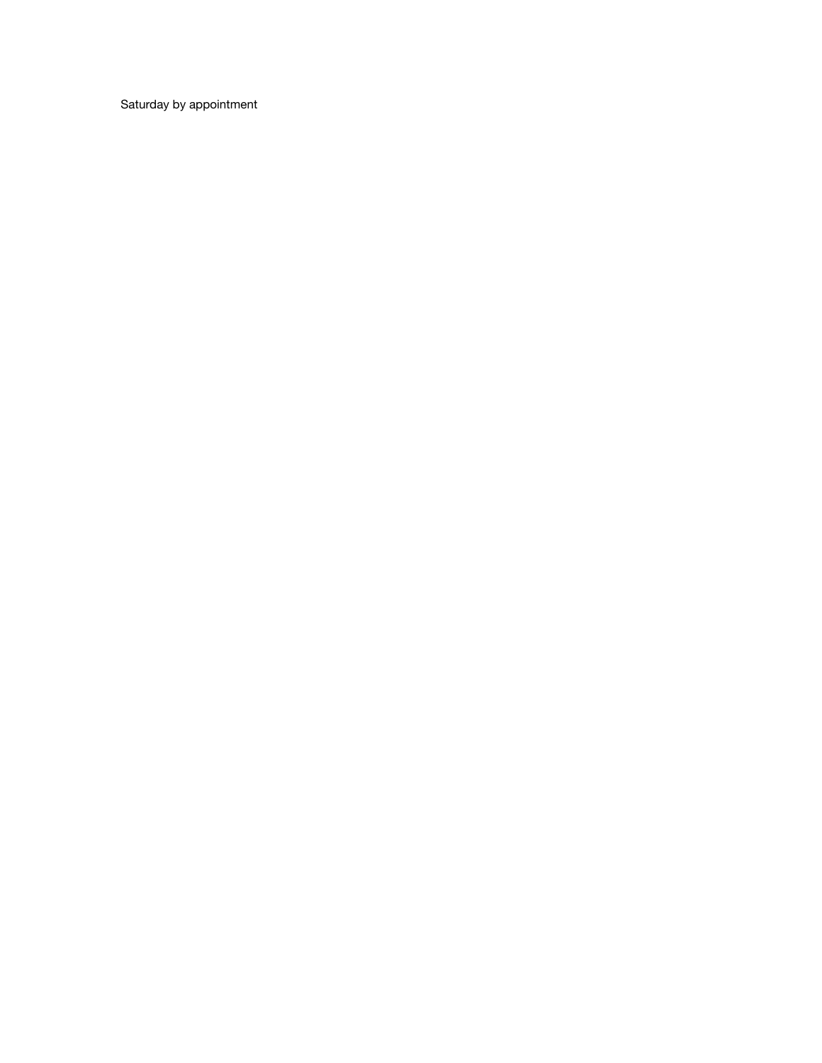Saturday by appointment